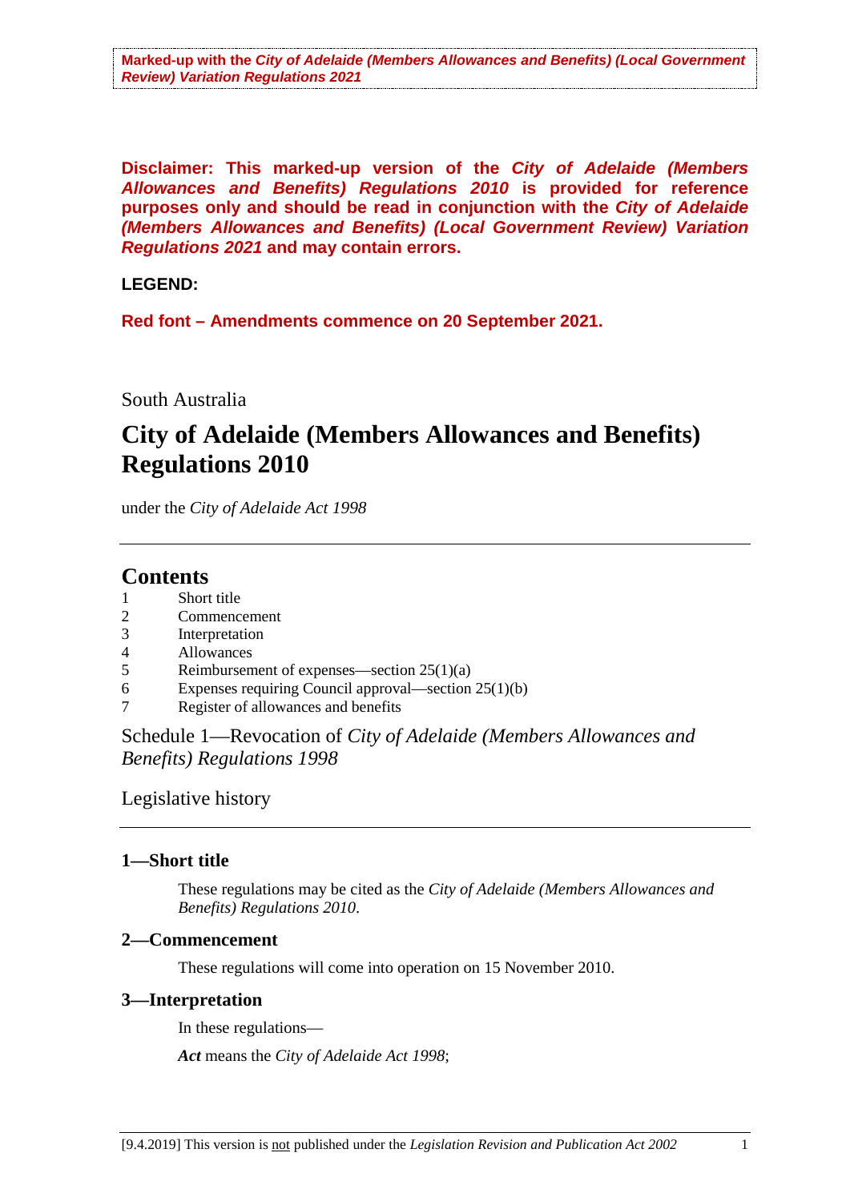**Marked-up with the *City of Adelaide (Members Allowances and Benefits) (Local Government Review) Variation Regulations 2021***

**Disclaimer: This marked-up version of the *City of Adelaide (Members Allowances and Benefits) Regulations 2010* is provided for reference purposes only and should be read in conjunction with the *City of Adelaide (Members Allowances and Benefits) (Local Government Review) Variation Regulations 2021* and may contain errors.**

**LEGEND:**

**Red font – Amendments commence on 20 September 2021.**

South Australia

# City of Adelaide (Members Allowances and Benefits) Regulations 2010

under the *City of Adelaide Act 1998*

## Contents

1 Short title
2 Commencement
3 Interpretation
4 Allowances
5 Reimbursement of expenses—section 25(1)(a)
6 Expenses requiring Council approval—section 25(1)(b)
7 Register of allowances and benefits

Schedule 1—Revocation of *City of Adelaide (Members Allowances and Benefits) Regulations 1998*

Legislative history

### 1—Short title

These regulations may be cited as the *City of Adelaide (Members Allowances and Benefits) Regulations 2010*.

### 2—Commencement

These regulations will come into operation on 15 November 2010.

### 3—Interpretation

In these regulations—

***Act*** means the *City of Adelaide Act 1998*;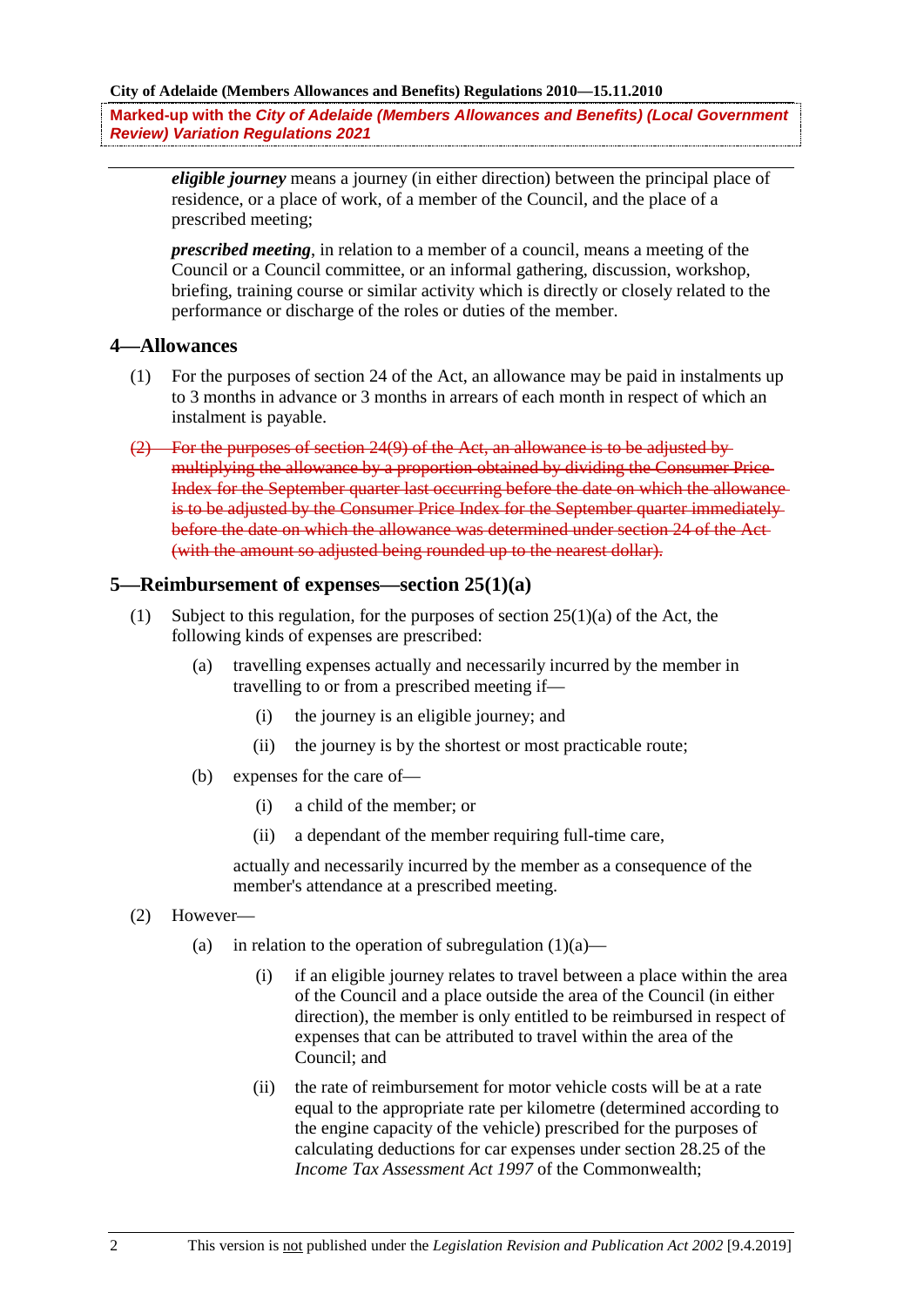***eligible journey*** means a journey (in either direction) between the principal place of residence, or a place of work, of a member of the Council, and the place of a prescribed meeting;

***prescribed meeting***, in relation to a member of a council, means a meeting of the Council or a Council committee, or an informal gathering, discussion, workshop, briefing, training course or similar activity which is directly or closely related to the performance or discharge of the roles or duties of the member.

## 4—Allowances

(1) For the purposes of section 24 of the Act, an allowance may be paid in instalments up to 3 months in advance or 3 months in arrears of each month in respect of which an instalment is payable.

~~(2) For the purposes of section 24(9) of the Act, an allowance is to be adjusted by multiplying the allowance by a proportion obtained by dividing the Consumer Price Index for the September quarter last occurring before the date on which the allowance is to be adjusted by the Consumer Price Index for the September quarter immediately before the date on which the allowance was determined under section 24 of the Act (with the amount so adjusted being rounded up to the nearest dollar).~~

## 5—Reimbursement of expenses—section 25(1)(a)

(1) Subject to this regulation, for the purposes of section 25(1)(a) of the Act, the following kinds of expenses are prescribed:

(a) travelling expenses actually and necessarily incurred by the member in travelling to or from a prescribed meeting if—

(i) the journey is an eligible journey; and

(ii) the journey is by the shortest or most practicable route;

(b) expenses for the care of—

(i) a child of the member; or

(ii) a dependant of the member requiring full-time care,

actually and necessarily incurred by the member as a consequence of the member's attendance at a prescribed meeting.

(2) However—

(a) in relation to the operation of subregulation (1)(a)—

(i) if an eligible journey relates to travel between a place within the area of the Council and a place outside the area of the Council (in either direction), the member is only entitled to be reimbursed in respect of expenses that can be attributed to travel within the area of the Council; and

(ii) the rate of reimbursement for motor vehicle costs will be at a rate equal to the appropriate rate per kilometre (determined according to the engine capacity of the vehicle) prescribed for the purposes of calculating deductions for car expenses under section 28.25 of the *Income Tax Assessment Act 1997* of the Commonwealth;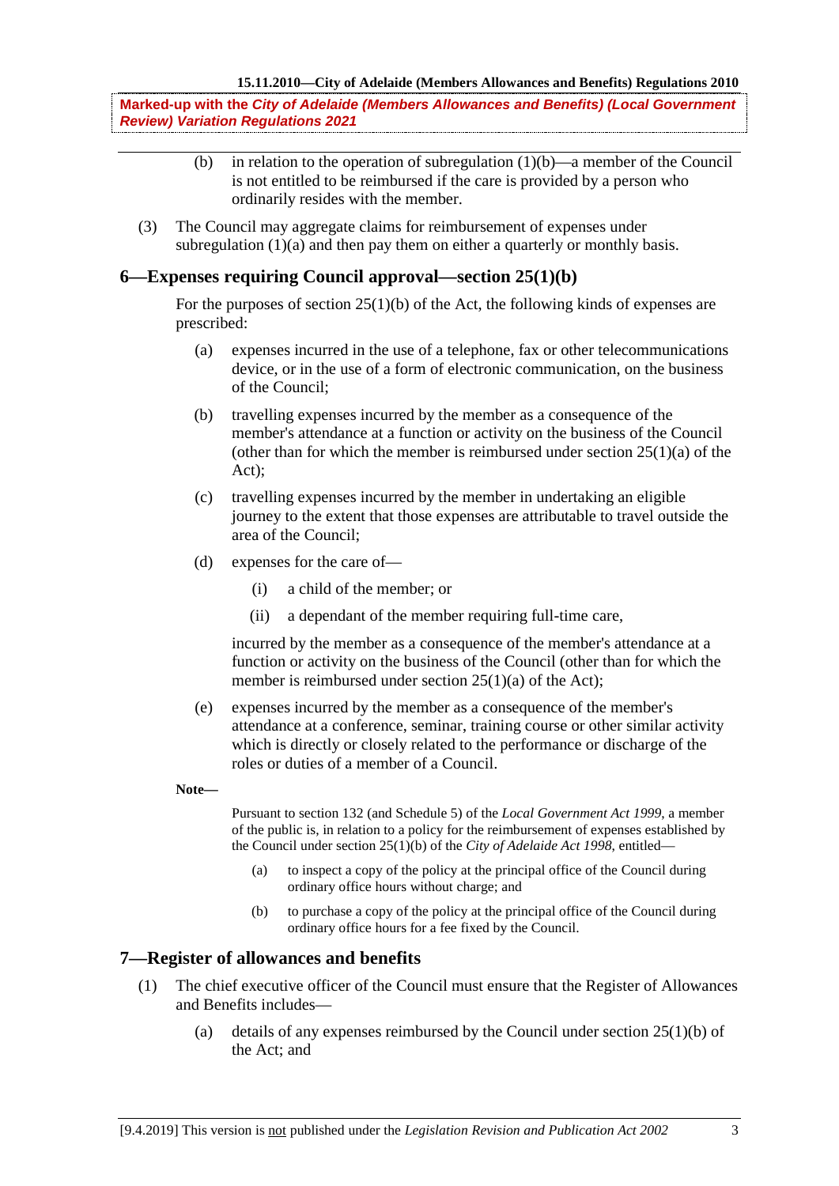(b) in relation to the operation of subregulation (1)(b)—a member of the Council is not entitled to be reimbursed if the care is provided by a person who ordinarily resides with the member.

(3) The Council may aggregate claims for reimbursement of expenses under subregulation (1)(a) and then pay them on either a quarterly or monthly basis.

## 6—Expenses requiring Council approval—section 25(1)(b)

For the purposes of section 25(1)(b) of the Act, the following kinds of expenses are prescribed:

(a) expenses incurred in the use of a telephone, fax or other telecommunications device, or in the use of a form of electronic communication, on the business of the Council;

(b) travelling expenses incurred by the member as a consequence of the member's attendance at a function or activity on the business of the Council (other than for which the member is reimbursed under section 25(1)(a) of the Act);

(c) travelling expenses incurred by the member in undertaking an eligible journey to the extent that those expenses are attributable to travel outside the area of the Council;

(d) expenses for the care of—

(i) a child of the member; or

(ii) a dependant of the member requiring full-time care,

incurred by the member as a consequence of the member's attendance at a function or activity on the business of the Council (other than for which the member is reimbursed under section 25(1)(a) of the Act);

(e) expenses incurred by the member as a consequence of the member's attendance at a conference, seminar, training course or other similar activity which is directly or closely related to the performance or discharge of the roles or duties of a member of a Council.

**Note—**

Pursuant to section 132 (and Schedule 5) of the *Local Government Act 1999*, a member of the public is, in relation to a policy for the reimbursement of expenses established by the Council under section 25(1)(b) of the *City of Adelaide Act 1998*, entitled—

(a) to inspect a copy of the policy at the principal office of the Council during ordinary office hours without charge; and

(b) to purchase a copy of the policy at the principal office of the Council during ordinary office hours for a fee fixed by the Council.

## 7—Register of allowances and benefits

(1) The chief executive officer of the Council must ensure that the Register of Allowances and Benefits includes—

(a) details of any expenses reimbursed by the Council under section 25(1)(b) of the Act; and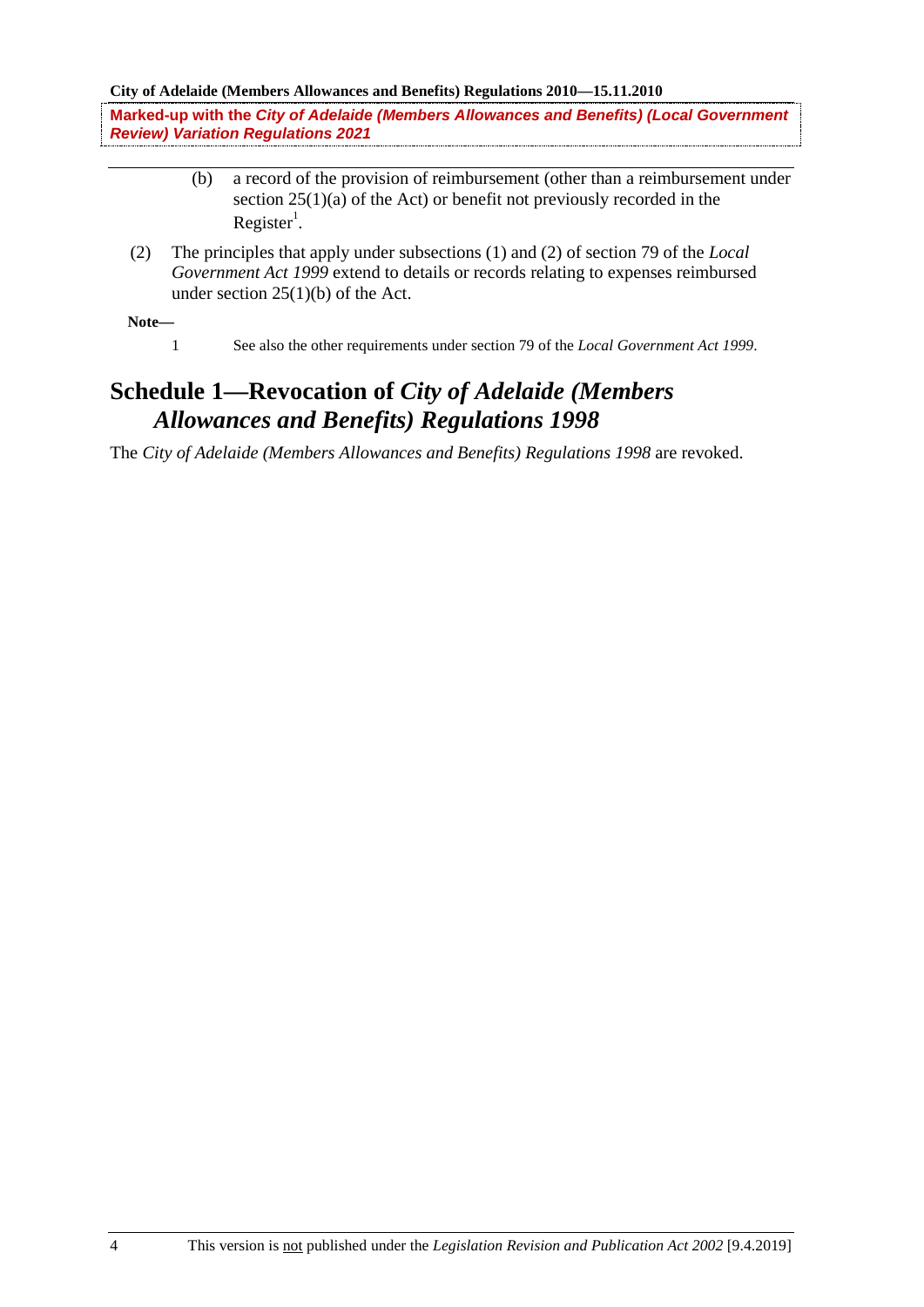(b) a record of the provision of reimbursement (other than a reimbursement under section 25(1)(a) of the Act) or benefit not previously recorded in the Register[1].

(2) The principles that apply under subsections (1) and (2) of section 79 of the *Local Government Act 1999* extend to details or records relating to expenses reimbursed under section 25(1)(b) of the Act.

**Note—**

1 See also the other requirements under section 79 of the *Local Government Act 1999*.

## Schedule 1—Revocation of *City of Adelaide (Members Allowances and Benefits) Regulations 1998*

The *City of Adelaide (Members Allowances and Benefits) Regulations 1998* are revoked.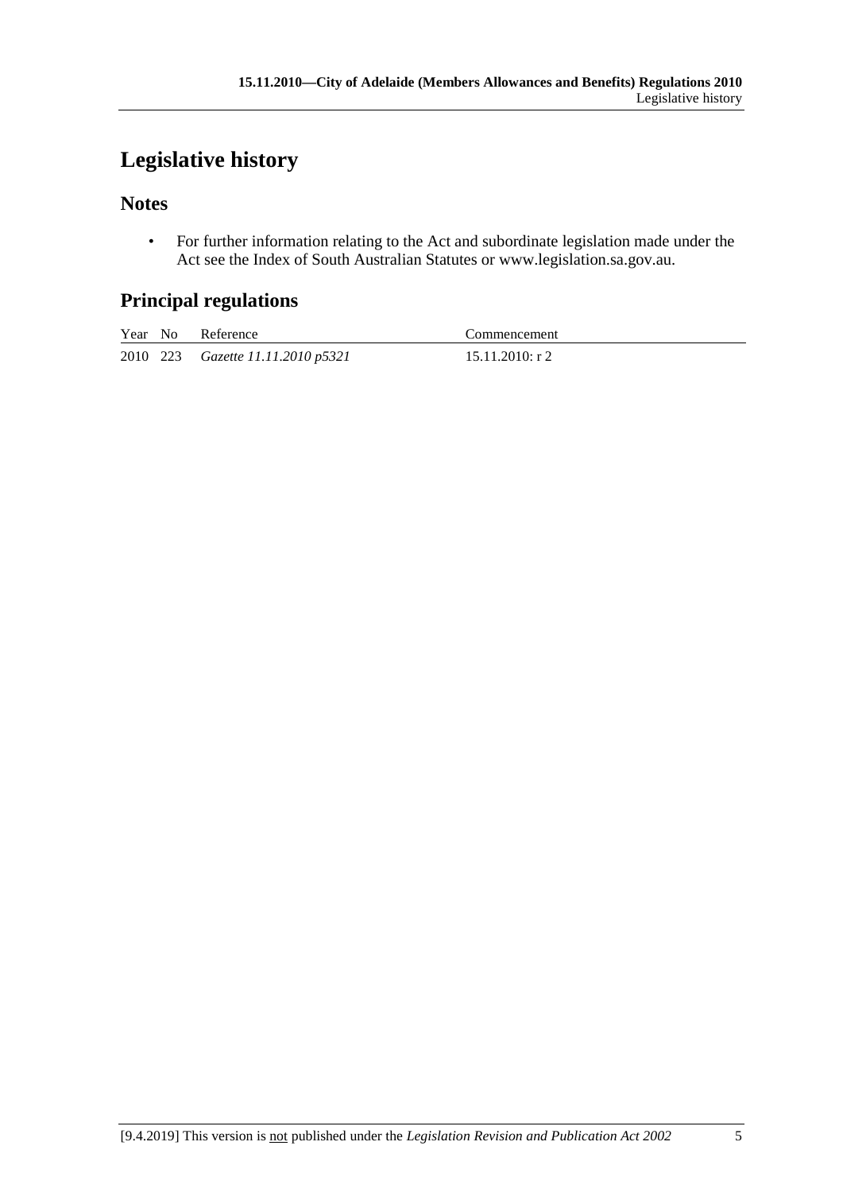# Legislative history

## Notes

- For further information relating to the Act and subordinate legislation made under the Act see the Index of South Australian Statutes or www.legislation.sa.gov.au.

## Principal regulations

| Year | No | Reference | Commencement |
|---|---|---|---|
| 2010 | 223 | *Gazette 11.11.2010 p5321* | 15.11.2010: r 2 |